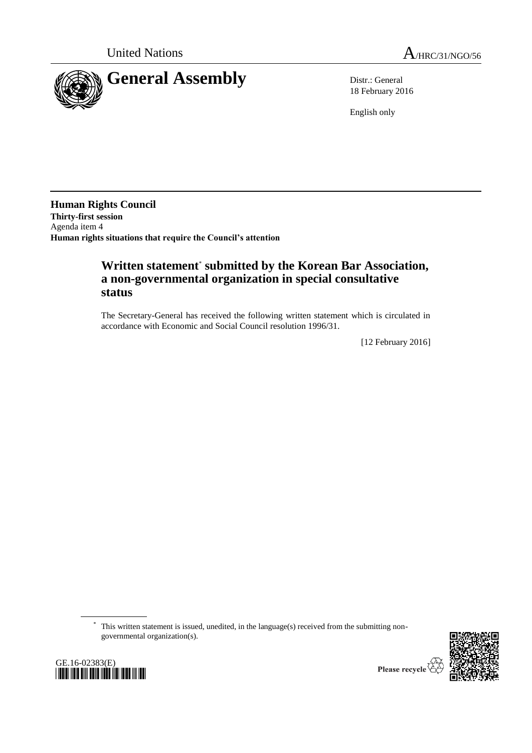United Nations

A/HRC/31/NGO/56

# General Assembly

Distr.: General
18 February 2016

English only

**Human Rights Council**
**Thirty-first session**
Agenda item 4
**Human rights situations that require the Council's attention**

## Written statement* submitted by the Korean Bar Association, a non-governmental organization in special consultative status

The Secretary-General has received the following written statement which is circulated in accordance with Economic and Social Council resolution 1996/31.

[12 February 2016]

\* This written statement is issued, unedited, in the language(s) received from the submitting non-governmental organization(s).

GE.16-02383(E)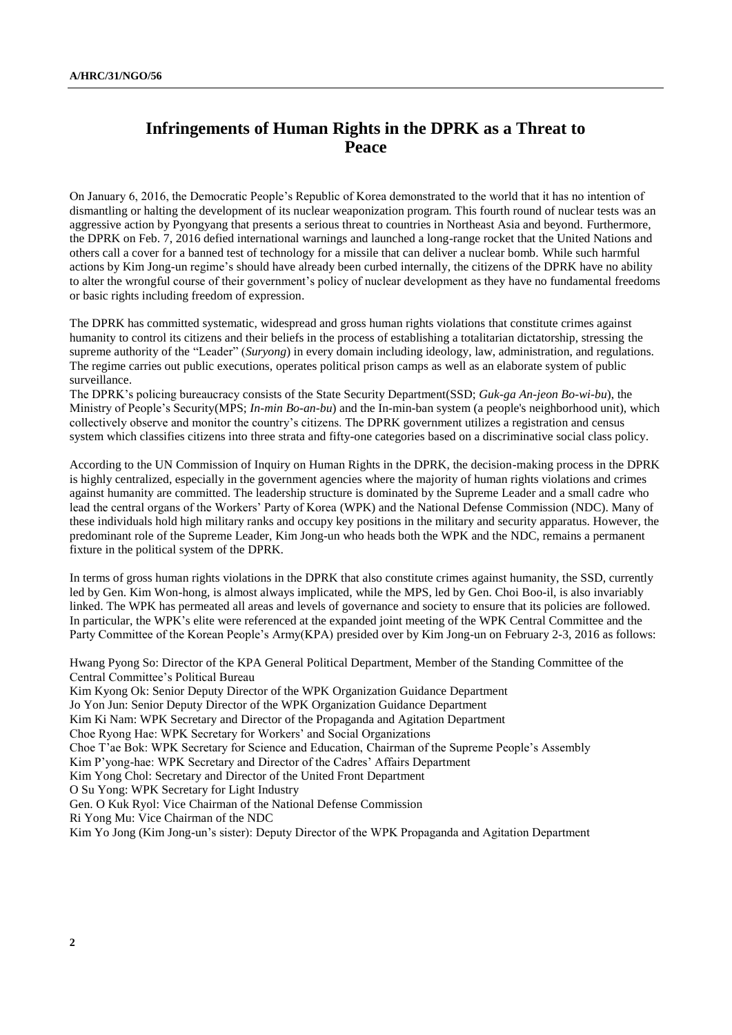# Infringements of Human Rights in the DPRK as a Threat to Peace

On January 6, 2016, the Democratic People's Republic of Korea demonstrated to the world that it has no intention of dismantling or halting the development of its nuclear weaponization program. This fourth round of nuclear tests was an aggressive action by Pyongyang that presents a serious threat to countries in Northeast Asia and beyond. Furthermore, the DPRK on Feb. 7, 2016 defied international warnings and launched a long-range rocket that the United Nations and others call a cover for a banned test of technology for a missile that can deliver a nuclear bomb. While such harmful actions by Kim Jong-un regime's should have already been curbed internally, the citizens of the DPRK have no ability to alter the wrongful course of their government's policy of nuclear development as they have no fundamental freedoms or basic rights including freedom of expression.

The DPRK has committed systematic, widespread and gross human rights violations that constitute crimes against humanity to control its citizens and their beliefs in the process of establishing a totalitarian dictatorship, stressing the supreme authority of the "Leader" (*Suryong*) in every domain including ideology, law, administration, and regulations. The regime carries out public executions, operates political prison camps as well as an elaborate system of public surveillance.

The DPRK's policing bureaucracy consists of the State Security Department(SSD; *Guk-ga An-jeon Bo-wi-bu*), the Ministry of People's Security(MPS; *In-min Bo-an-bu*) and the In-min-ban system (a people's neighborhood unit), which collectively observe and monitor the country's citizens. The DPRK government utilizes a registration and census system which classifies citizens into three strata and fifty-one categories based on a discriminative social class policy.

According to the UN Commission of Inquiry on Human Rights in the DPRK, the decision-making process in the DPRK is highly centralized, especially in the government agencies where the majority of human rights violations and crimes against humanity are committed. The leadership structure is dominated by the Supreme Leader and a small cadre who lead the central organs of the Workers' Party of Korea (WPK) and the National Defense Commission (NDC). Many of these individuals hold high military ranks and occupy key positions in the military and security apparatus. However, the predominant role of the Supreme Leader, Kim Jong-un who heads both the WPK and the NDC, remains a permanent fixture in the political system of the DPRK.

In terms of gross human rights violations in the DPRK that also constitute crimes against humanity, the SSD, currently led by Gen. Kim Won-hong, is almost always implicated, while the MPS, led by Gen. Choi Boo-il, is also invariably linked. The WPK has permeated all areas and levels of governance and society to ensure that its policies are followed. In particular, the WPK's elite were referenced at the expanded joint meeting of the WPK Central Committee and the Party Committee of the Korean People's Army(KPA) presided over by Kim Jong-un on February 2-3, 2016 as follows:

Hwang Pyong So: Director of the KPA General Political Department, Member of the Standing Committee of the Central Committee's Political Bureau
Kim Kyong Ok: Senior Deputy Director of the WPK Organization Guidance Department
Jo Yon Jun: Senior Deputy Director of the WPK Organization Guidance Department
Kim Ki Nam: WPK Secretary and Director of the Propaganda and Agitation Department
Choe Ryong Hae: WPK Secretary for Workers' and Social Organizations
Choe T'ae Bok: WPK Secretary for Science and Education, Chairman of the Supreme People's Assembly
Kim P'yong-hae: WPK Secretary and Director of the Cadres' Affairs Department
Kim Yong Chol: Secretary and Director of the United Front Department
O Su Yong: WPK Secretary for Light Industry
Gen. O Kuk Ryol: Vice Chairman of the National Defense Commission
Ri Yong Mu: Vice Chairman of the NDC
Kim Yo Jong (Kim Jong-un's sister): Deputy Director of the WPK Propaganda and Agitation Department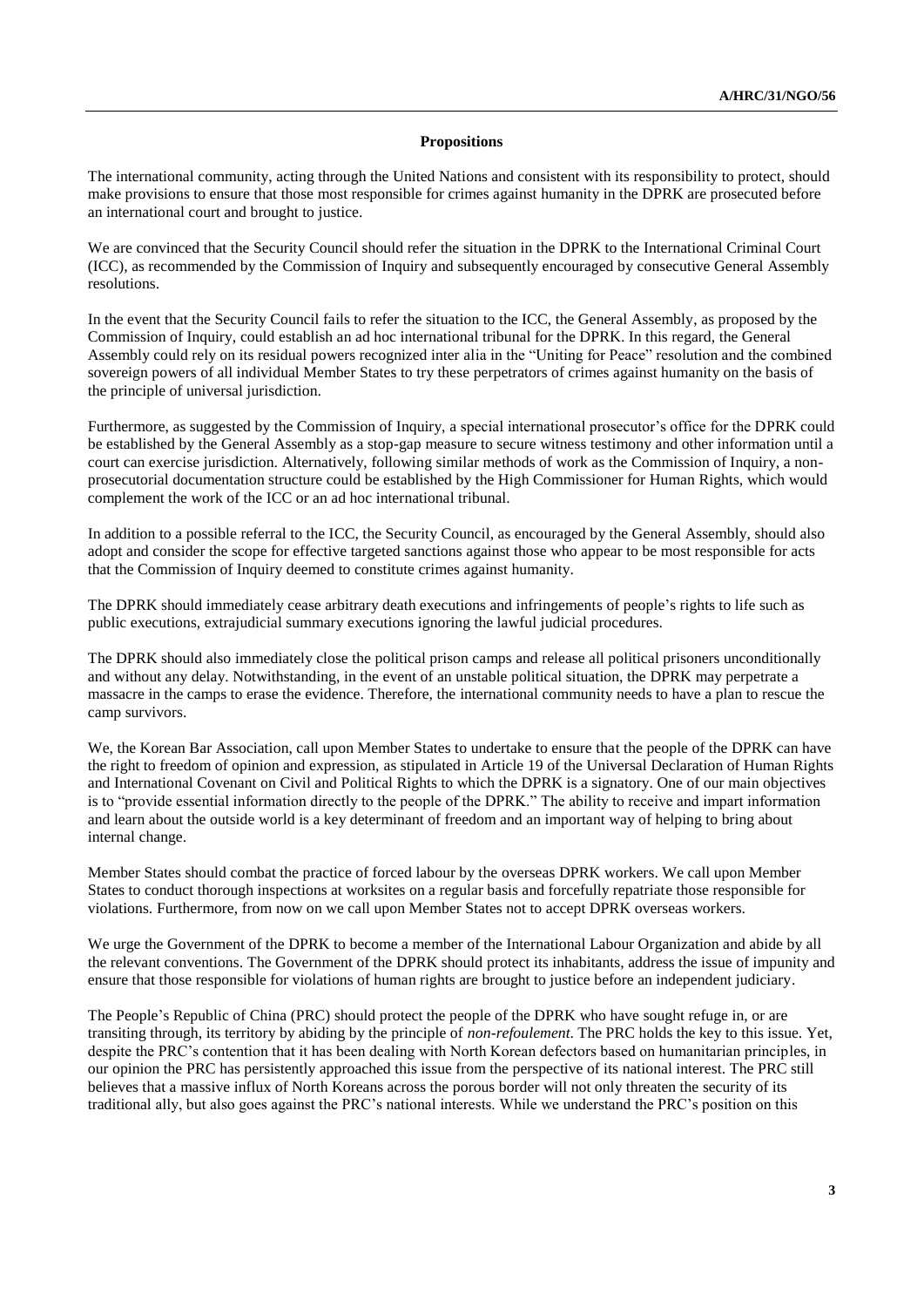## Propositions

The international community, acting through the United Nations and consistent with its responsibility to protect, should make provisions to ensure that those most responsible for crimes against humanity in the DPRK are prosecuted before an international court and brought to justice.

We are convinced that the Security Council should refer the situation in the DPRK to the International Criminal Court (ICC), as recommended by the Commission of Inquiry and subsequently encouraged by consecutive General Assembly resolutions.

In the event that the Security Council fails to refer the situation to the ICC, the General Assembly, as proposed by the Commission of Inquiry, could establish an ad hoc international tribunal for the DPRK. In this regard, the General Assembly could rely on its residual powers recognized inter alia in the "Uniting for Peace" resolution and the combined sovereign powers of all individual Member States to try these perpetrators of crimes against humanity on the basis of the principle of universal jurisdiction.

Furthermore, as suggested by the Commission of Inquiry, a special international prosecutor's office for the DPRK could be established by the General Assembly as a stop-gap measure to secure witness testimony and other information until a court can exercise jurisdiction. Alternatively, following similar methods of work as the Commission of Inquiry, a non-prosecutorial documentation structure could be established by the High Commissioner for Human Rights, which would complement the work of the ICC or an ad hoc international tribunal.

In addition to a possible referral to the ICC, the Security Council, as encouraged by the General Assembly, should also adopt and consider the scope for effective targeted sanctions against those who appear to be most responsible for acts that the Commission of Inquiry deemed to constitute crimes against humanity.

The DPRK should immediately cease arbitrary death executions and infringements of people's rights to life such as public executions, extrajudicial summary executions ignoring the lawful judicial procedures.

The DPRK should also immediately close the political prison camps and release all political prisoners unconditionally and without any delay. Notwithstanding, in the event of an unstable political situation, the DPRK may perpetrate a massacre in the camps to erase the evidence. Therefore, the international community needs to have a plan to rescue the camp survivors.

We, the Korean Bar Association, call upon Member States to undertake to ensure that the people of the DPRK can have the right to freedom of opinion and expression, as stipulated in Article 19 of the Universal Declaration of Human Rights and International Covenant on Civil and Political Rights to which the DPRK is a signatory. One of our main objectives is to "provide essential information directly to the people of the DPRK." The ability to receive and impart information and learn about the outside world is a key determinant of freedom and an important way of helping to bring about internal change.

Member States should combat the practice of forced labour by the overseas DPRK workers. We call upon Member States to conduct thorough inspections at worksites on a regular basis and forcefully repatriate those responsible for violations. Furthermore, from now on we call upon Member States not to accept DPRK overseas workers.

We urge the Government of the DPRK to become a member of the International Labour Organization and abide by all the relevant conventions. The Government of the DPRK should protect its inhabitants, address the issue of impunity and ensure that those responsible for violations of human rights are brought to justice before an independent judiciary.

The People's Republic of China (PRC) should protect the people of the DPRK who have sought refuge in, or are transiting through, its territory by abiding by the principle of *non-refoulement*. The PRC holds the key to this issue. Yet, despite the PRC's contention that it has been dealing with North Korean defectors based on humanitarian principles, in our opinion the PRC has persistently approached this issue from the perspective of its national interest. The PRC still believes that a massive influx of North Koreans across the porous border will not only threaten the security of its traditional ally, but also goes against the PRC's national interests. While we understand the PRC's position on this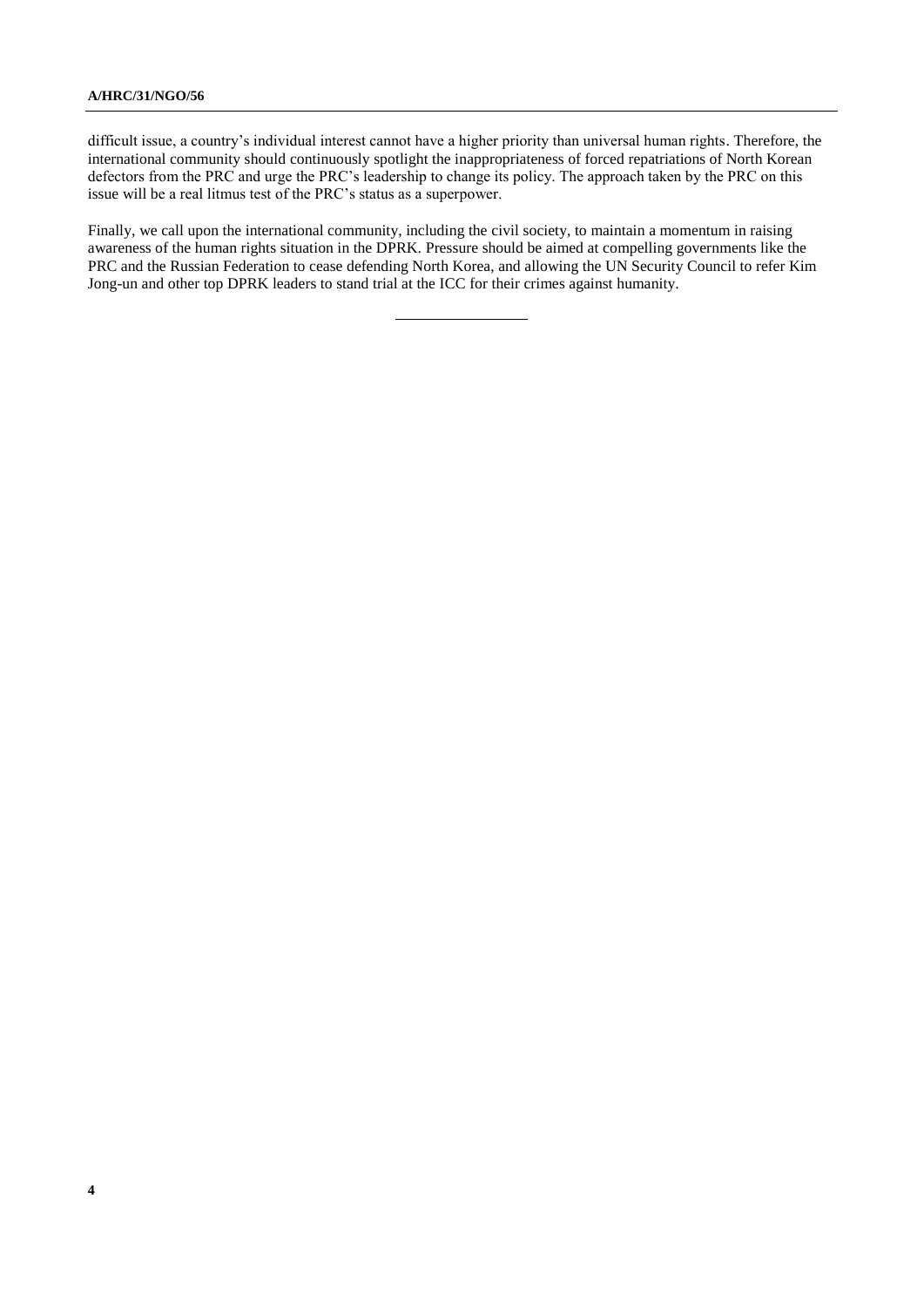difficult issue, a country's individual interest cannot have a higher priority than universal human rights. Therefore, the international community should continuously spotlight the inappropriateness of forced repatriations of North Korean defectors from the PRC and urge the PRC's leadership to change its policy. The approach taken by the PRC on this issue will be a real litmus test of the PRC's status as a superpower.

Finally, we call upon the international community, including the civil society, to maintain a momentum in raising awareness of the human rights situation in the DPRK. Pressure should be aimed at compelling governments like the PRC and the Russian Federation to cease defending North Korea, and allowing the UN Security Council to refer Kim Jong-un and other top DPRK leaders to stand trial at the ICC for their crimes against humanity.